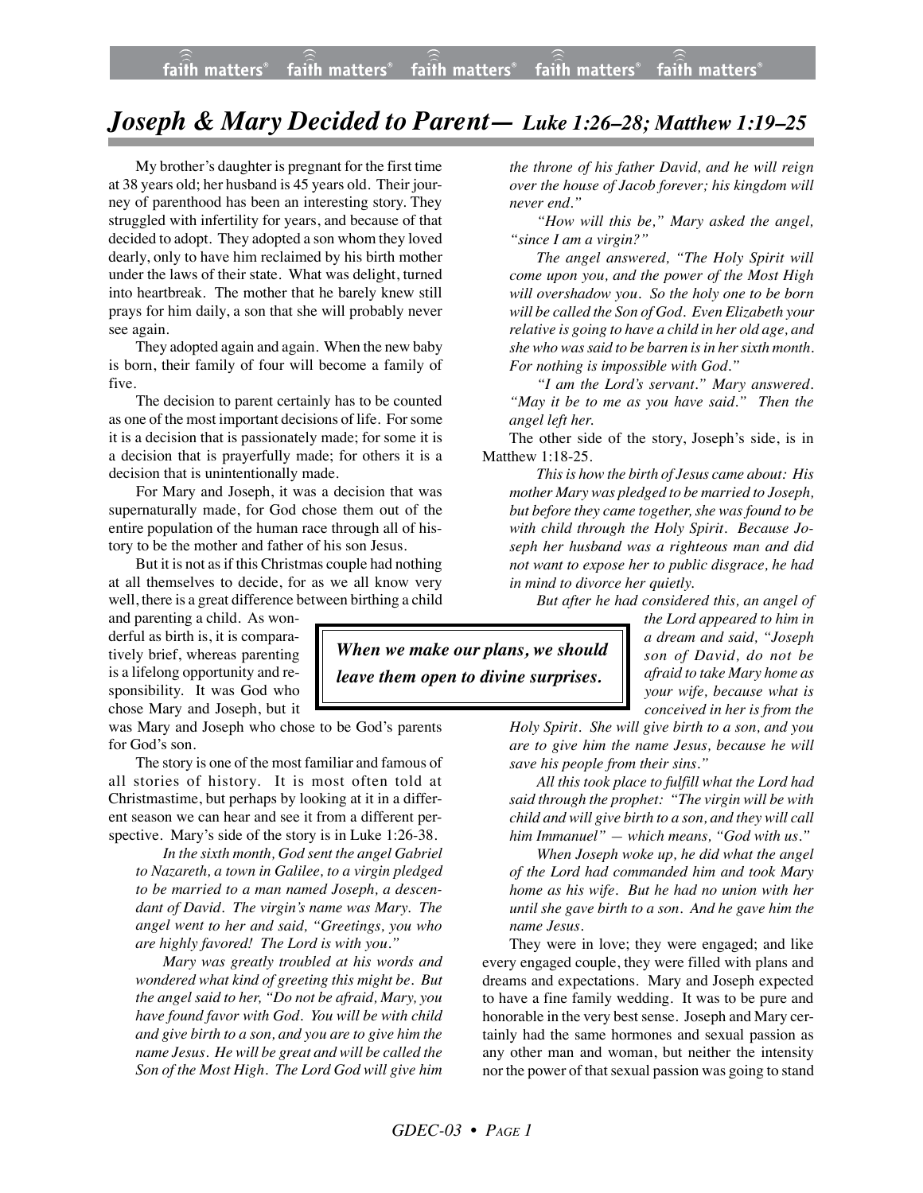# *Joseph & Mary Decided to Parent— Luke 1:26–28; Matthew 1:19–25*

My brother's daughter is pregnant for the first time at 38 years old; her husband is 45 years old. Their journey of parenthood has been an interesting story. They struggled with infertility for years, and because of that decided to adopt. They adopted a son whom they loved dearly, only to have him reclaimed by his birth mother under the laws of their state. What was delight, turned into heartbreak. The mother that he barely knew still prays for him daily, a son that she will probably never see again.

They adopted again and again. When the new baby is born, their family of four will become a family of five.

The decision to parent certainly has to be counted as one of the most important decisions of life. For some it is a decision that is passionately made; for some it is a decision that is prayerfully made; for others it is a decision that is unintentionally made.

For Mary and Joseph, it was a decision that was supernaturally made, for God chose them out of the entire population of the human race through all of history to be the mother and father of his son Jesus.

But it is not as if this Christmas couple had nothing at all themselves to decide, for as we all know very well, there is a great difference between birthing a child and parenting a child. As wonderful as birth is, it is comparatively brief, whereas parenting is a lifelong opportunity and responsibility. It was God who chose Mary and Joseph, but it was Mary and Joseph who chose to be God's parents for God's son.

> ***When we make our plans, we should leave them open to divine surprises.***

The story is one of the most familiar and famous of all stories of history. It is most often told at Christmastime, but perhaps by looking at it in a different season we can hear and see it from a different perspective. Mary's side of the story is in Luke 1:26-38.

> *In the sixth month, God sent the angel Gabriel to Nazareth, a town in Galilee, to a virgin pledged to be married to a man named Joseph, a descendant of David. The virgin's name was Mary. The angel went to her and said, "Greetings, you who are highly favored! The Lord is with you."*
>
> *Mary was greatly troubled at his words and wondered what kind of greeting this might be. But the angel said to her, "Do not be afraid, Mary, you have found favor with God. You will be with child and give birth to a son, and you are to give him the name Jesus. He will be great and will be called the Son of the Most High. The Lord God will give him the throne of his father David, and he will reign over the house of Jacob forever; his kingdom will never end."*
>
> *"How will this be," Mary asked the angel, "since I am a virgin?"*
>
> *The angel answered, "The Holy Spirit will come upon you, and the power of the Most High will overshadow you. So the holy one to be born will be called the Son of God. Even Elizabeth your relative is going to have a child in her old age, and she who was said to be barren is in her sixth month. For nothing is impossible with God."*
>
> *"I am the Lord's servant." Mary answered. "May it be to me as you have said." Then the angel left her.*

The other side of the story, Joseph's side, is in Matthew 1:18-25.

> *This is how the birth of Jesus came about: His mother Mary was pledged to be married to Joseph, but before they came together, she was found to be with child through the Holy Spirit. Because Joseph her husband was a righteous man and did not want to expose her to public disgrace, he had in mind to divorce her quietly.*
>
> *But after he had considered this, an angel of the Lord appeared to him in a dream and said, "Joseph son of David, do not be afraid to take Mary home as your wife, because what is conceived in her is from the Holy Spirit. She will give birth to a son, and you are to give him the name Jesus, because he will save his people from their sins."*
>
> *All this took place to fulfill what the Lord had said through the prophet: "The virgin will be with child and will give birth to a son, and they will call him Immanuel" — which means, "God with us."*
>
> *When Joseph woke up, he did what the angel of the Lord had commanded him and took Mary home as his wife. But he had no union with her until she gave birth to a son. And he gave him the name Jesus.*

They were in love; they were engaged; and like every engaged couple, they were filled with plans and dreams and expectations. Mary and Joseph expected to have a fine family wedding. It was to be pure and honorable in the very best sense. Joseph and Mary certainly had the same hormones and sexual passion as any other man and woman, but neither the intensity nor the power of that sexual passion was going to stand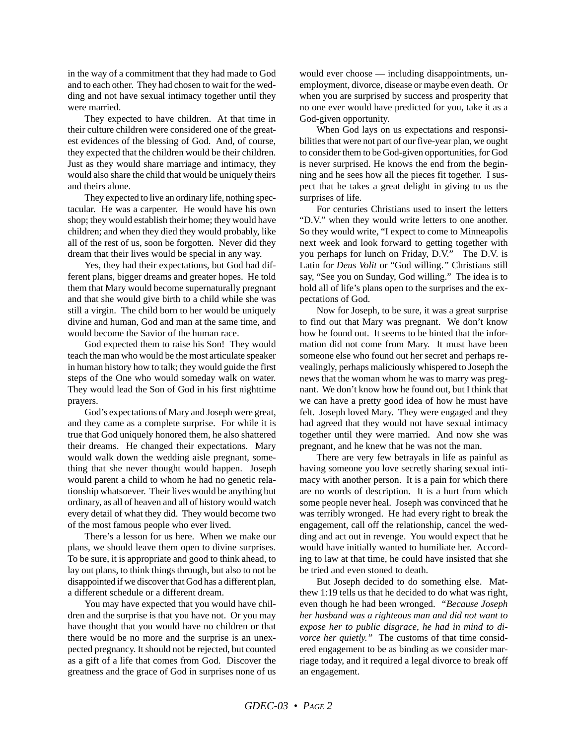in the way of a commitment that they had made to God and to each other. They had chosen to wait for the wedding and not have sexual intimacy together until they were married.

They expected to have children. At that time in their culture children were considered one of the greatest evidences of the blessing of God. And, of course, they expected that the children would be their children. Just as they would share marriage and intimacy, they would also share the child that would be uniquely theirs and theirs alone.

They expected to live an ordinary life, nothing spectacular. He was a carpenter. He would have his own shop; they would establish their home; they would have children; and when they died they would probably, like all of the rest of us, soon be forgotten. Never did they dream that their lives would be special in any way.

Yes, they had their expectations, but God had different plans, bigger dreams and greater hopes. He told them that Mary would become supernaturally pregnant and that she would give birth to a child while she was still a virgin. The child born to her would be uniquely divine and human, God and man at the same time, and would become the Savior of the human race.

God expected them to raise his Son! They would teach the man who would be the most articulate speaker in human history how to talk; they would guide the first steps of the One who would someday walk on water. They would lead the Son of God in his first nighttime prayers.

God's expectations of Mary and Joseph were great, and they came as a complete surprise. For while it is true that God uniquely honored them, he also shattered their dreams. He changed their expectations. Mary would walk down the wedding aisle pregnant, something that she never thought would happen. Joseph would parent a child to whom he had no genetic relationship whatsoever. Their lives would be anything but ordinary, as all of heaven and all of history would watch every detail of what they did. They would become two of the most famous people who ever lived.

There's a lesson for us here. When we make our plans, we should leave them open to divine surprises. To be sure, it is appropriate and good to think ahead, to lay out plans, to think things through, but also to not be disappointed if we discover that God has a different plan, a different schedule or a different dream.

You may have expected that you would have children and the surprise is that you have not. Or you may have thought that you would have no children or that there would be no more and the surprise is an unexpected pregnancy. It should not be rejected, but counted as a gift of a life that comes from God. Discover the greatness and the grace of God in surprises none of us would ever choose — including disappointments, unemployment, divorce, disease or maybe even death. Or when you are surprised by success and prosperity that no one ever would have predicted for you, take it as a God-given opportunity.

When God lays on us expectations and responsibilities that were not part of our five-year plan, we ought to consider them to be God-given opportunities, for God is never surprised. He knows the end from the beginning and he sees how all the pieces fit together. I suspect that he takes a great delight in giving to us the surprises of life.

For centuries Christians used to insert the letters "D.V." when they would write letters to one another. So they would write, "I expect to come to Minneapolis next week and look forward to getting together with you perhaps for lunch on Friday, D.V." The D.V. is Latin for *Deus Volit* or "God willing." Christians still say, "See you on Sunday, God willing." The idea is to hold all of life's plans open to the surprises and the expectations of God.

Now for Joseph, to be sure, it was a great surprise to find out that Mary was pregnant. We don't know how he found out. It seems to be hinted that the information did not come from Mary. It must have been someone else who found out her secret and perhaps revealingly, perhaps maliciously whispered to Joseph the news that the woman whom he was to marry was pregnant. We don't know how he found out, but I think that we can have a pretty good idea of how he must have felt. Joseph loved Mary. They were engaged and they had agreed that they would not have sexual intimacy together until they were married. And now she was pregnant, and he knew that he was not the man.

There are very few betrayals in life as painful as having someone you love secretly sharing sexual intimacy with another person. It is a pain for which there are no words of description. It is a hurt from which some people never heal. Joseph was convinced that he was terribly wronged. He had every right to break the engagement, call off the relationship, cancel the wedding and act out in revenge. You would expect that he would have initially wanted to humiliate her. According to law at that time, he could have insisted that she be tried and even stoned to death.

But Joseph decided to do something else. Matthew 1:19 tells us that he decided to do what was right, even though he had been wronged. *"Because Joseph her husband was a righteous man and did not want to expose her to public disgrace, he had in mind to divorce her quietly."* The customs of that time considered engagement to be as binding as we consider marriage today, and it required a legal divorce to break off an engagement.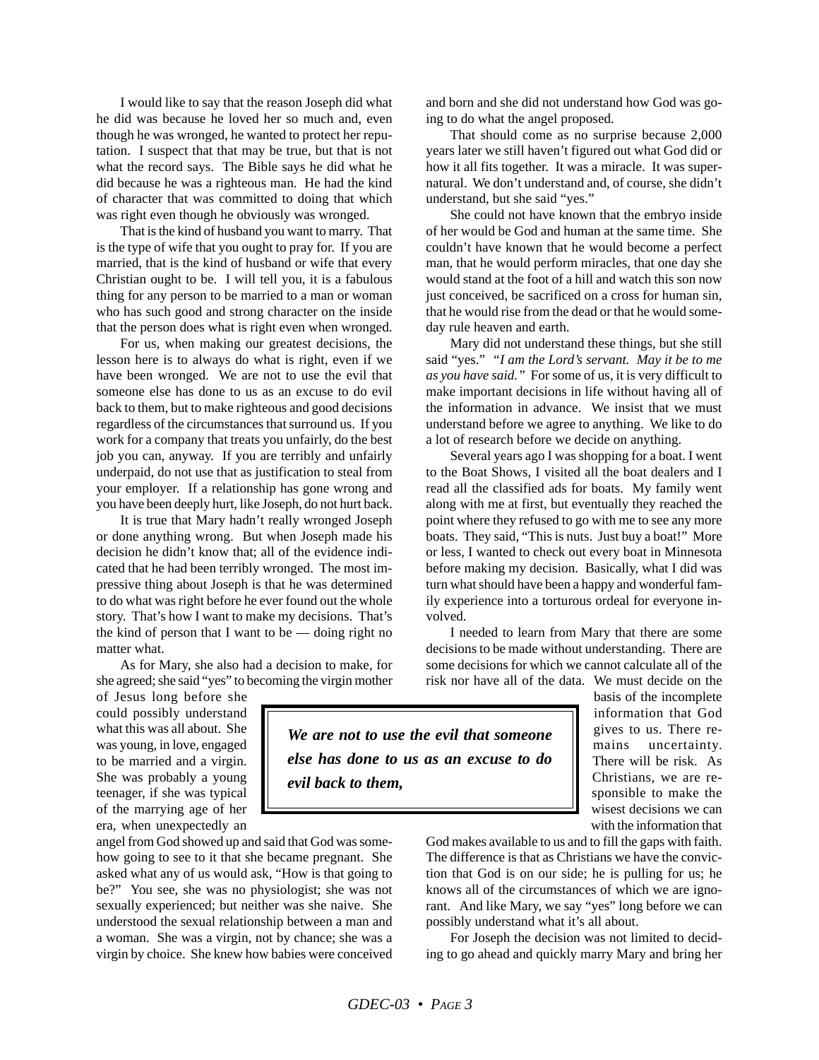I would like to say that the reason Joseph did what he did was because he loved her so much and, even though he was wronged, he wanted to protect her reputation. I suspect that that may be true, but that is not what the record says. The Bible says he did what he did because he was a righteous man. He had the kind of character that was committed to doing that which was right even though he obviously was wronged.

That is the kind of husband you want to marry. That is the type of wife that you ought to pray for. If you are married, that is the kind of husband or wife that every Christian ought to be. I will tell you, it is a fabulous thing for any person to be married to a man or woman who has such good and strong character on the inside that the person does what is right even when wronged.

For us, when making our greatest decisions, the lesson here is to always do what is right, even if we have been wronged. We are not to use the evil that someone else has done to us as an excuse to do evil back to them, but to make righteous and good decisions regardless of the circumstances that surround us. If you work for a company that treats you unfairly, do the best job you can, anyway. If you are terribly and unfairly underpaid, do not use that as justification to steal from your employer. If a relationship has gone wrong and you have been deeply hurt, like Joseph, do not hurt back.

It is true that Mary hadn't really wronged Joseph or done anything wrong. But when Joseph made his decision he didn't know that; all of the evidence indicated that he had been terribly wronged. The most impressive thing about Joseph is that he was determined to do what was right before he ever found out the whole story. That's how I want to make my decisions. That's the kind of person that I want to be — doing right no matter what.

As for Mary, she also had a decision to make, for she agreed; she said "yes" to becoming the virgin mother of Jesus long before she could possibly understand what this was all about. She was young, in love, engaged to be married and a virgin. She was probably a young teenager, if she was typical of the marrying age of her era, when unexpectedly an angel from God showed up and said that God was somehow going to see to it that she became pregnant. She asked what any of us would ask, "How is that going to be?" You see, she was no physiologist; she was not sexually experienced; but neither was she naive. She understood the sexual relationship between a man and a woman. She was a virgin, not by chance; she was a virgin by choice. She knew how babies were conceived and born and she did not understand how God was going to do what the angel proposed.

> ***We are not to use the evil that someone else has done to us as an excuse to do evil back to them,***

That should come as no surprise because 2,000 years later we still haven't figured out what God did or how it all fits together. It was a miracle. It was supernatural. We don't understand and, of course, she didn't understand, but she said "yes."

She could not have known that the embryo inside of her would be God and human at the same time. She couldn't have known that he would become a perfect man, that he would perform miracles, that one day she would stand at the foot of a hill and watch this son now just conceived, be sacrificed on a cross for human sin, that he would rise from the dead or that he would someday rule heaven and earth.

Mary did not understand these things, but she still said "yes." *"I am the Lord's servant. May it be to me as you have said."* For some of us, it is very difficult to make important decisions in life without having all of the information in advance. We insist that we must understand before we agree to anything. We like to do a lot of research before we decide on anything.

Several years ago I was shopping for a boat. I went to the Boat Shows, I visited all the boat dealers and I read all the classified ads for boats. My family went along with me at first, but eventually they reached the point where they refused to go with me to see any more boats. They said, "This is nuts. Just buy a boat!" More or less, I wanted to check out every boat in Minnesota before making my decision. Basically, what I did was turn what should have been a happy and wonderful family experience into a torturous ordeal for everyone involved.

I needed to learn from Mary that there are some decisions to be made without understanding. There are some decisions for which we cannot calculate all of the risk nor have all of the data. We must decide on the basis of the incomplete information that God gives to us. There remains uncertainty. There will be risk. As Christians, we are responsible to make the wisest decisions we can with the information that God makes available to us and to fill the gaps with faith. The difference is that as Christians we have the conviction that God is on our side; he is pulling for us; he knows all of the circumstances of which we are ignorant. And like Mary, we say "yes" long before we can possibly understand what it's all about.

For Joseph the decision was not limited to deciding to go ahead and quickly marry Mary and bring her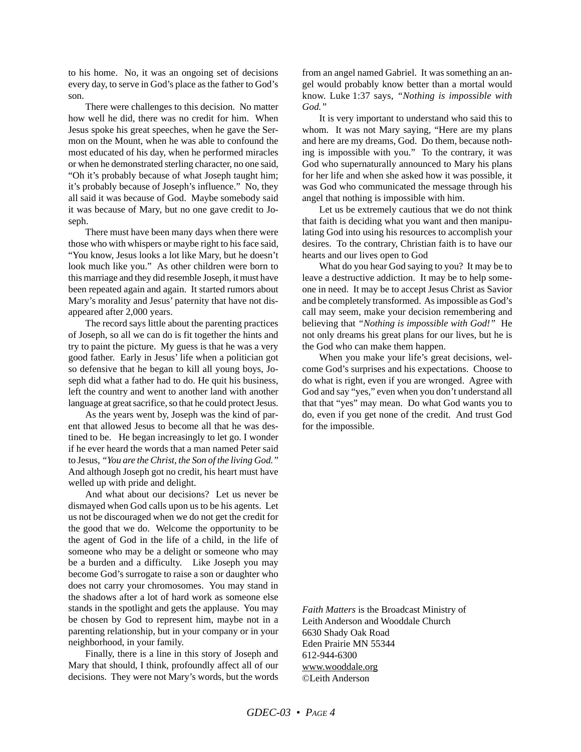to his home. No, it was an ongoing set of decisions every day, to serve in God's place as the father to God's son.

There were challenges to this decision. No matter how well he did, there was no credit for him. When Jesus spoke his great speeches, when he gave the Sermon on the Mount, when he was able to confound the most educated of his day, when he performed miracles or when he demonstrated sterling character, no one said, "Oh it's probably because of what Joseph taught him; it's probably because of Joseph's influence." No, they all said it was because of God. Maybe somebody said it was because of Mary, but no one gave credit to Joseph.

There must have been many days when there were those who with whispers or maybe right to his face said, "You know, Jesus looks a lot like Mary, but he doesn't look much like you." As other children were born to this marriage and they did resemble Joseph, it must have been repeated again and again. It started rumors about Mary's morality and Jesus' paternity that have not disappeared after 2,000 years.

The record says little about the parenting practices of Joseph, so all we can do is fit together the hints and try to paint the picture. My guess is that he was a very good father. Early in Jesus' life when a politician got so defensive that he began to kill all young boys, Joseph did what a father had to do. He quit his business, left the country and went to another land with another language at great sacrifice, so that he could protect Jesus.

As the years went by, Joseph was the kind of parent that allowed Jesus to become all that he was destined to be. He began increasingly to let go. I wonder if he ever heard the words that a man named Peter said to Jesus, *"You are the Christ, the Son of the living God."* And although Joseph got no credit, his heart must have welled up with pride and delight.

And what about our decisions? Let us never be dismayed when God calls upon us to be his agents. Let us not be discouraged when we do not get the credit for the good that we do. Welcome the opportunity to be the agent of God in the life of a child, in the life of someone who may be a delight or someone who may be a burden and a difficulty. Like Joseph you may become God's surrogate to raise a son or daughter who does not carry your chromosomes. You may stand in the shadows after a lot of hard work as someone else stands in the spotlight and gets the applause. You may be chosen by God to represent him, maybe not in a parenting relationship, but in your company or in your neighborhood, in your family.

Finally, there is a line in this story of Joseph and Mary that should, I think, profoundly affect all of our decisions. They were not Mary's words, but the words from an angel named Gabriel. It was something an angel would probably know better than a mortal would know. Luke 1:37 says, *"Nothing is impossible with God."*

It is very important to understand who said this to whom. It was not Mary saying, "Here are my plans and here are my dreams, God. Do them, because nothing is impossible with you." To the contrary, it was God who supernaturally announced to Mary his plans for her life and when she asked how it was possible, it was God who communicated the message through his angel that nothing is impossible with him.

Let us be extremely cautious that we do not think that faith is deciding what you want and then manipulating God into using his resources to accomplish your desires. To the contrary, Christian faith is to have our hearts and our lives open to God

What do you hear God saying to you? It may be to leave a destructive addiction. It may be to help someone in need. It may be to accept Jesus Christ as Savior and be completely transformed. As impossible as God's call may seem, make your decision remembering and believing that *"Nothing is impossible with God!"* He not only dreams his great plans for our lives, but he is the God who can make them happen.

When you make your life's great decisions, welcome God's surprises and his expectations. Choose to do what is right, even if you are wronged. Agree with God and say "yes," even when you don't understand all that that "yes" may mean. Do what God wants you to do, even if you get none of the credit. And trust God for the impossible.

*Faith Matters* is the Broadcast Ministry of
Leith Anderson and Wooddale Church
6630 Shady Oak Road
Eden Prairie MN 55344
612-944-6300
www.wooddale.org
©Leith Anderson